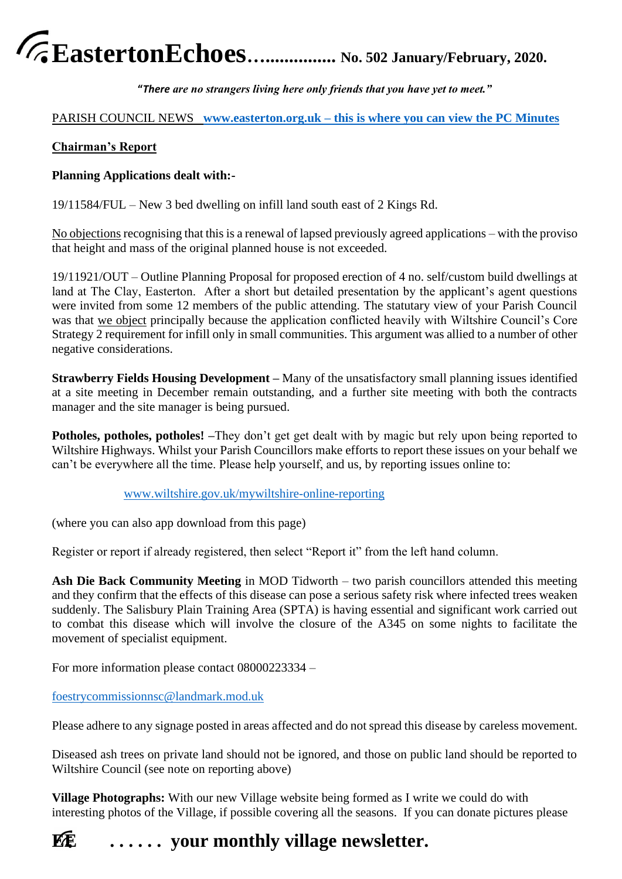# EastertonEchoes……………. No. 502 January/February, 2020.

*"There are no strangers living here only friends that you have yet to meet."*

PARISH COUNCIL NEWS **www.easterton.org.uk – this is where you can view the PC Minutes**

## Chairman's Report

**Planning Applications dealt with:-**

19/11584/FUL – New 3 bed dwelling on infill land south east of 2 Kings Rd.

No objections recognising that this is a renewal of lapsed previously agreed applications – with the proviso that height and mass of the original planned house is not exceeded.

19/11921/OUT – Outline Planning Proposal for proposed erection of 4 no. self/custom build dwellings at land at The Clay, Easterton. After a short but detailed presentation by the applicant's agent questions were invited from some 12 members of the public attending. The statutary view of your Parish Council was that we object principally because the application conflicted heavily with Wiltshire Council's Core Strategy 2 requirement for infill only in small communities. This argument was allied to a number of other negative considerations.

**Strawberry Fields Housing Development –** Many of the unsatisfactory small planning issues identified at a site meeting in December remain outstanding, and a further site meeting with both the contracts manager and the site manager is being pursued.

**Potholes, potholes, potholes! –**They don't get get dealt with by magic but rely upon being reported to Wiltshire Highways. Whilst your Parish Councillors make efforts to report these issues on your behalf we can't be everywhere all the time. Please help yourself, and us, by reporting issues online to:

www.wiltshire.gov.uk/mywiltshire-online-reporting

(where you can also app download from this page)

Register or report if already registered, then select "Report it" from the left hand column.

**Ash Die Back Community Meeting** in MOD Tidworth – two parish councillors attended this meeting and they confirm that the effects of this disease can pose a serious safety risk where infected trees weaken suddenly. The Salisbury Plain Training Area (SPTA) is having essential and significant work carried out to combat this disease which will involve the closure of the A345 on some nights to facilitate the movement of specialist equipment.

For more information please contact 08000223334 –

foestrycommissionnsc@landmark.mod.uk

Please adhere to any signage posted in areas affected and do not spread this disease by careless movement.

Diseased ash trees on private land should not be ignored, and those on public land should be reported to Wiltshire Council (see note on reporting above)

**Village Photographs:** With our new Village website being formed as I write we could do with interesting photos of the Village, if possible covering all the seasons. If you can donate pictures please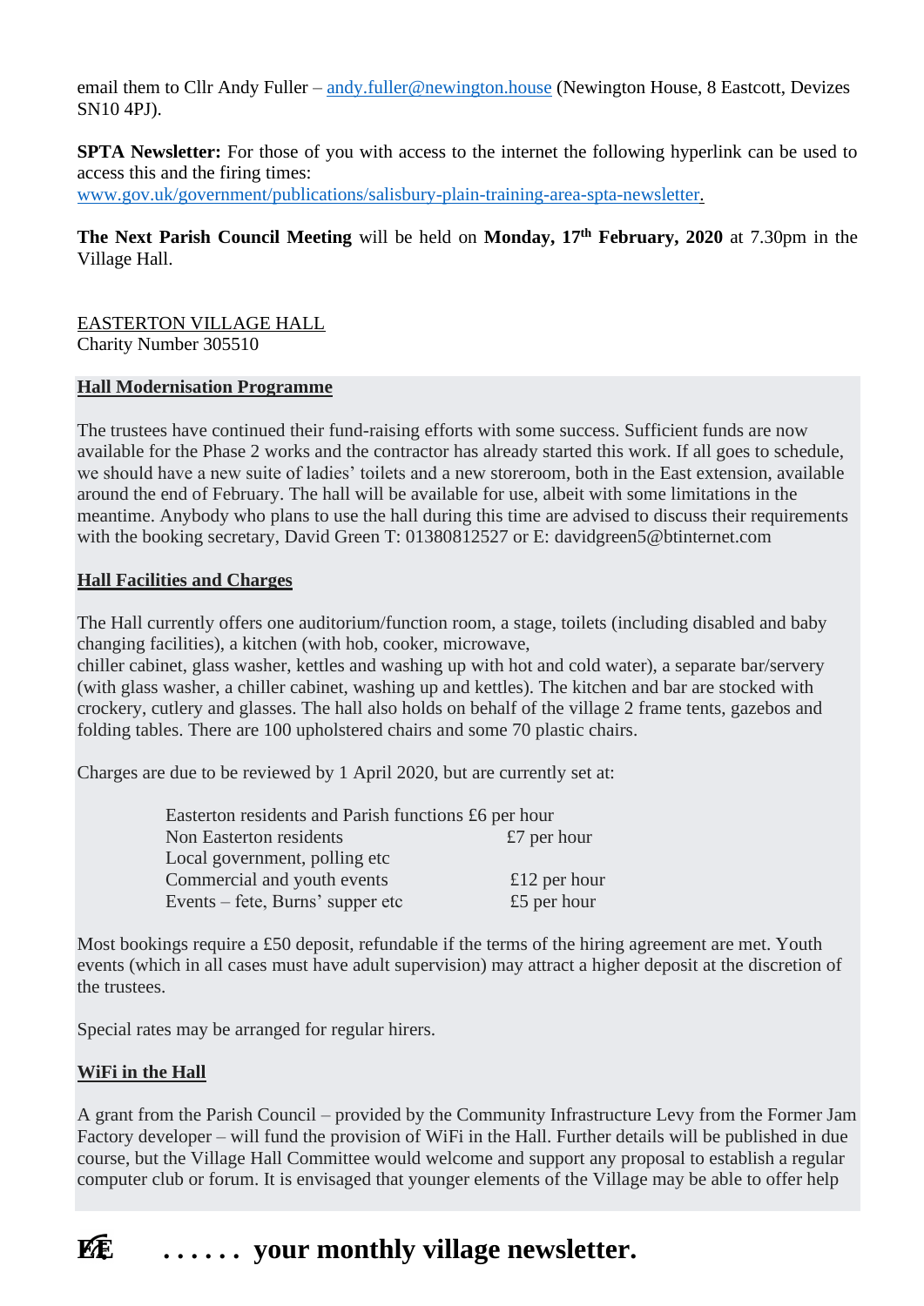email them to Cllr Andy Fuller – andy.fuller@newington.house (Newington House, 8 Eastcott, Devizes SN10 4PJ).

**SPTA Newsletter:** For those of you with access to the internet the following hyperlink can be used to access this and the firing times:
www.gov.uk/government/publications/salisbury-plain-training-area-spta-newsletter.

**The Next Parish Council Meeting** will be held on **Monday, 17th February, 2020** at 7.30pm in the Village Hall.

EASTERTON VILLAGE HALL
Charity Number 305510

**Hall Modernisation Programme**

The trustees have continued their fund-raising efforts with some success. Sufficient funds are now available for the Phase 2 works and the contractor has already started this work. If all goes to schedule, we should have a new suite of ladies' toilets and a new storeroom, both in the East extension, available around the end of February. The hall will be available for use, albeit with some limitations in the meantime. Anybody who plans to use the hall during this time are advised to discuss their requirements with the booking secretary, David Green T: 01380812527 or E: davidgreen5@btinternet.com

**Hall Facilities and Charges**

The Hall currently offers one auditorium/function room, a stage, toilets (including disabled and baby changing facilities), a kitchen (with hob, cooker, microwave, chiller cabinet, glass washer, kettles and washing up with hot and cold water), a separate bar/servery (with glass washer, a chiller cabinet, washing up and kettles). The kitchen and bar are stocked with crockery, cutlery and glasses. The hall also holds on behalf of the village 2 frame tents, gazebos and folding tables. There are 100 upholstered chairs and some 70 plastic chairs.

Charges are due to be reviewed by 1 April 2020, but are currently set at:

| | |
|---|---|
| Easterton residents and Parish functions | £6 per hour |
| Non Easterton residents | £7 per hour |
| Local government, polling etc | |
| Commercial and youth events | £12 per hour |
| Events – fete, Burns' supper etc | £5 per hour |

Most bookings require a £50 deposit, refundable if the terms of the hiring agreement are met. Youth events (which in all cases must have adult supervision) may attract a higher deposit at the discretion of the trustees.

Special rates may be arranged for regular hirers.

**WiFi in the Hall**

A grant from the Parish Council – provided by the Community Infrastructure Levy from the Former Jam Factory developer – will fund the provision of WiFi in the Hall. Further details will be published in due course, but the Village Hall Committee would welcome and support any proposal to establish a regular computer club or forum. It is envisaged that younger elements of the Village may be able to offer help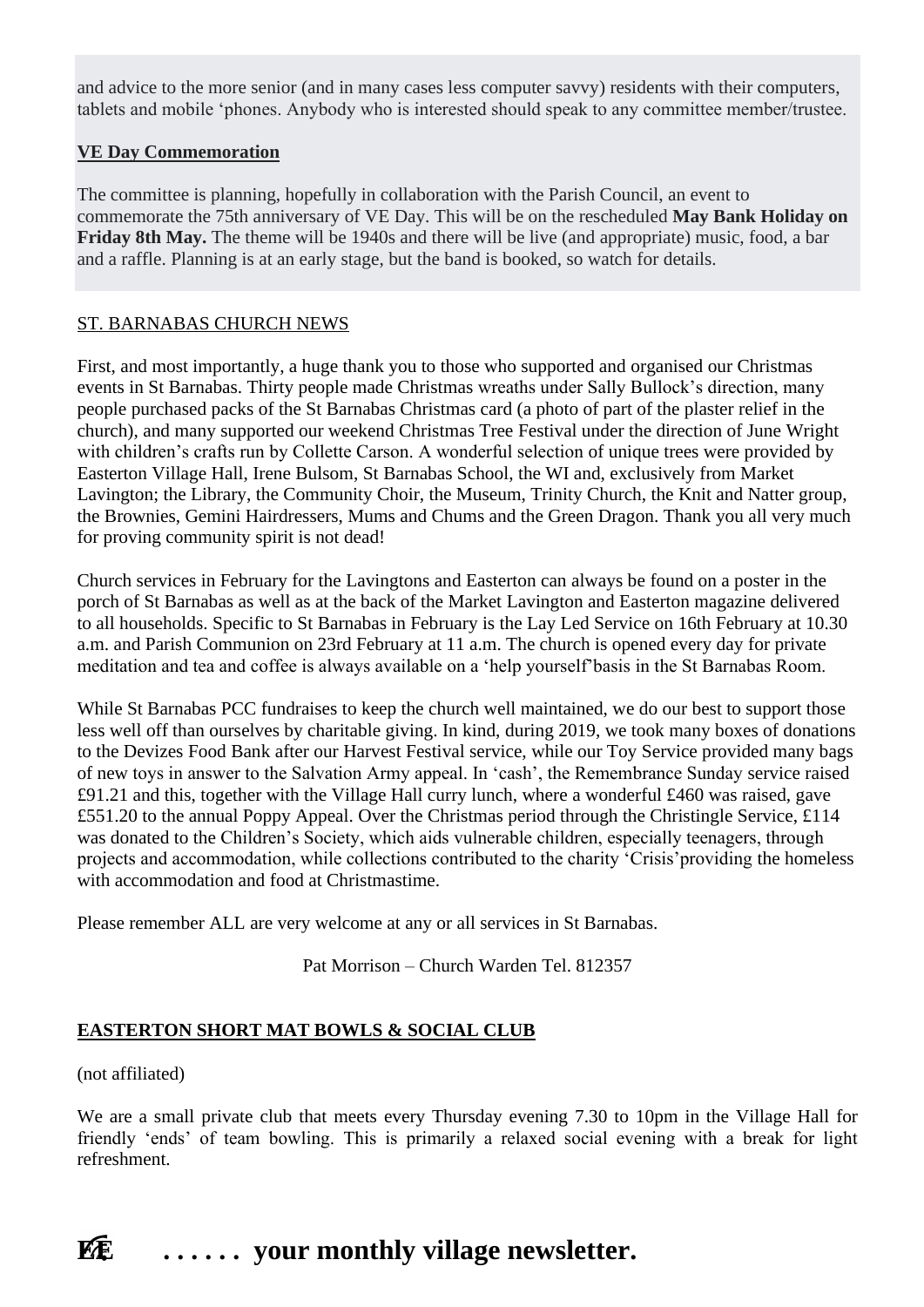and advice to the more senior (and in many cases less computer savvy) residents with their computers, tablets and mobile 'phones. Anybody who is interested should speak to any committee member/trustee.

**VE Day Commemoration**

The committee is planning, hopefully in collaboration with the Parish Council, an event to commemorate the 75th anniversary of VE Day. This will be on the rescheduled **May Bank Holiday on Friday 8th May.** The theme will be 1940s and there will be live (and appropriate) music, food, a bar and a raffle. Planning is at an early stage, but the band is booked, so watch for details.

## ST. BARNABAS CHURCH NEWS

First, and most importantly, a huge thank you to those who supported and organised our Christmas events in St Barnabas. Thirty people made Christmas wreaths under Sally Bullock's direction, many people purchased packs of the St Barnabas Christmas card (a photo of part of the plaster relief in the church), and many supported our weekend Christmas Tree Festival under the direction of June Wright with children's crafts run by Collette Carson. A wonderful selection of unique trees were provided by Easterton Village Hall, Irene Bulsom, St Barnabas School, the WI and, exclusively from Market Lavington; the Library, the Community Choir, the Museum, Trinity Church, the Knit and Natter group, the Brownies, Gemini Hairdressers, Mums and Chums and the Green Dragon. Thank you all very much for proving community spirit is not dead!

Church services in February for the Lavingtons and Easterton can always be found on a poster in the porch of St Barnabas as well as at the back of the Market Lavington and Easterton magazine delivered to all households. Specific to St Barnabas in February is the Lay Led Service on 16th February at 10.30 a.m. and Parish Communion on 23rd February at 11 a.m. The church is opened every day for private meditation and tea and coffee is always available on a 'help yourself'basis in the St Barnabas Room.

While St Barnabas PCC fundraises to keep the church well maintained, we do our best to support those less well off than ourselves by charitable giving. In kind, during 2019, we took many boxes of donations to the Devizes Food Bank after our Harvest Festival service, while our Toy Service provided many bags of new toys in answer to the Salvation Army appeal. In 'cash', the Remembrance Sunday service raised £91.21 and this, together with the Village Hall curry lunch, where a wonderful £460 was raised, gave £551.20 to the annual Poppy Appeal. Over the Christmas period through the Christingle Service, £114 was donated to the Children's Society, which aids vulnerable children, especially teenagers, through projects and accommodation, while collections contributed to the charity 'Crisis'providing the homeless with accommodation and food at Christmastime.

Please remember ALL are very welcome at any or all services in St Barnabas.

Pat Morrison – Church Warden Tel. 812357

## EASTERTON SHORT MAT BOWLS & SOCIAL CLUB

(not affiliated)

We are a small private club that meets every Thursday evening 7.30 to 10pm in the Village Hall for friendly 'ends' of team bowling. This is primarily a relaxed social evening with a break for light refreshment.

**EE . . . . . . your monthly village newsletter.**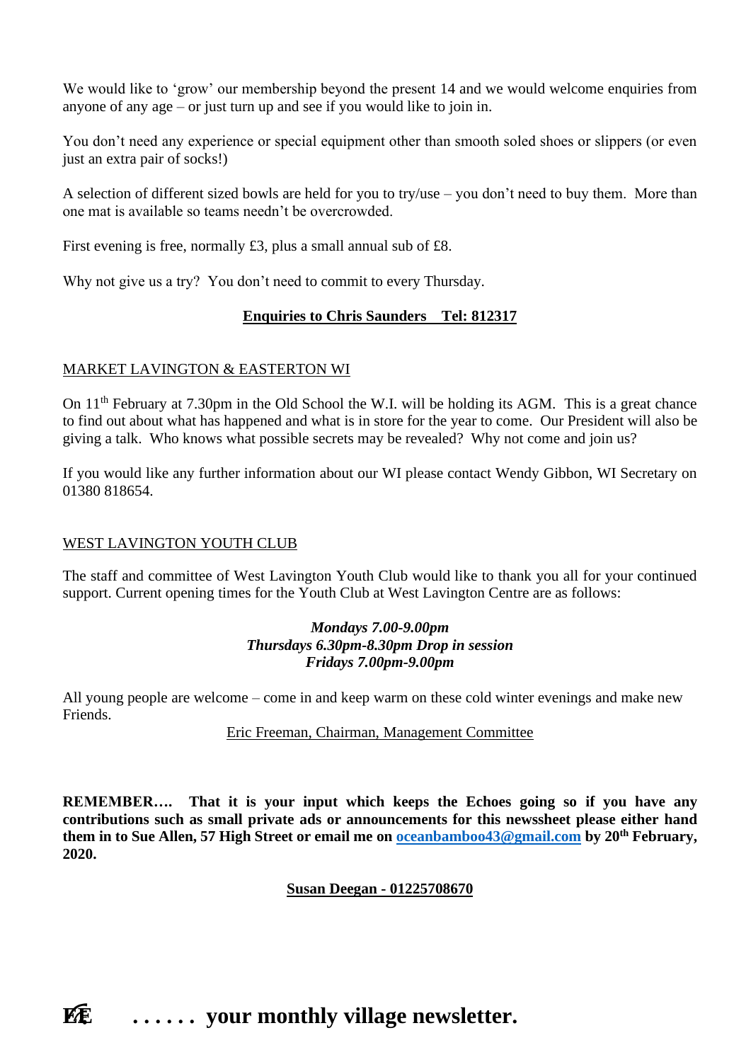We would like to 'grow' our membership beyond the present 14 and we would welcome enquiries from anyone of any age – or just turn up and see if you would like to join in.

You don't need any experience or special equipment other than smooth soled shoes or slippers (or even just an extra pair of socks!)

A selection of different sized bowls are held for you to try/use – you don't need to buy them. More than one mat is available so teams needn't be overcrowded.

First evening is free, normally £3, plus a small annual sub of £8.

Why not give us a try? You don't need to commit to every Thursday.

**Enquiries to Chris Saunders Tel: 812317**

## MARKET LAVINGTON & EASTERTON WI

On 11th February at 7.30pm in the Old School the W.I. will be holding its AGM. This is a great chance to find out about what has happened and what is in store for the year to come. Our President will also be giving a talk. Who knows what possible secrets may be revealed? Why not come and join us?

If you would like any further information about our WI please contact Wendy Gibbon, WI Secretary on 01380 818654.

## WEST LAVINGTON YOUTH CLUB

The staff and committee of West Lavington Youth Club would like to thank you all for your continued support. Current opening times for the Youth Club at West Lavington Centre are as follows:

***Mondays 7.00-9.00pm***
***Thursdays 6.30pm-8.30pm Drop in session***
***Fridays 7.00pm-9.00pm***

All young people are welcome – come in and keep warm on these cold winter evenings and make new Friends.

Eric Freeman, Chairman, Management Committee

**REMEMBER…. That it is your input which keeps the Echoes going so if you have any contributions such as small private ads or announcements for this newssheet please either hand them in to Sue Allen, 57 High Street or email me on oceanbamboo43@gmail.com by 20th February, 2020.**

**Susan Deegan - 01225708670**

**EE …… your monthly village newsletter.**